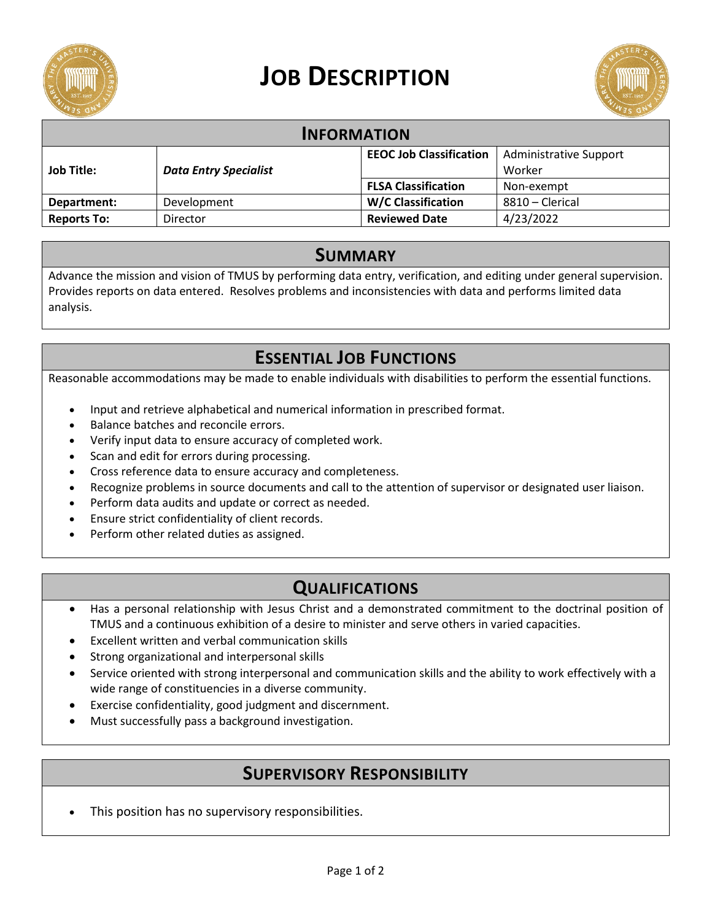# Job Description

## Information

| | | | |
|---|---|---|---|
| **Job Title:** | ***Data Entry Specialist*** | **EEOC Job Classification** | Administrative Support Worker |
| | | **FLSA Classification** | Non-exempt |
| **Department:** | Development | **W/C Classification** | 8810 – Clerical |
| **Reports To:** | Director | **Reviewed Date** | 4/23/2022 |

## Summary

Advance the mission and vision of TMUS by performing data entry, verification, and editing under general supervision. Provides reports on data entered. Resolves problems and inconsistencies with data and performs limited data analysis.

## Essential Job Functions

Reasonable accommodations may be made to enable individuals with disabilities to perform the essential functions.

- Input and retrieve alphabetical and numerical information in prescribed format.
- Balance batches and reconcile errors.
- Verify input data to ensure accuracy of completed work.
- Scan and edit for errors during processing.
- Cross reference data to ensure accuracy and completeness.
- Recognize problems in source documents and call to the attention of supervisor or designated user liaison.
- Perform data audits and update or correct as needed.
- Ensure strict confidentiality of client records.
- Perform other related duties as assigned.

## Qualifications

- Has a personal relationship with Jesus Christ and a demonstrated commitment to the doctrinal position of TMUS and a continuous exhibition of a desire to minister and serve others in varied capacities.
- Excellent written and verbal communication skills
- Strong organizational and interpersonal skills
- Service oriented with strong interpersonal and communication skills and the ability to work effectively with a wide range of constituencies in a diverse community.
- Exercise confidentiality, good judgment and discernment.
- Must successfully pass a background investigation.

## Supervisory Responsibility

- This position has no supervisory responsibilities.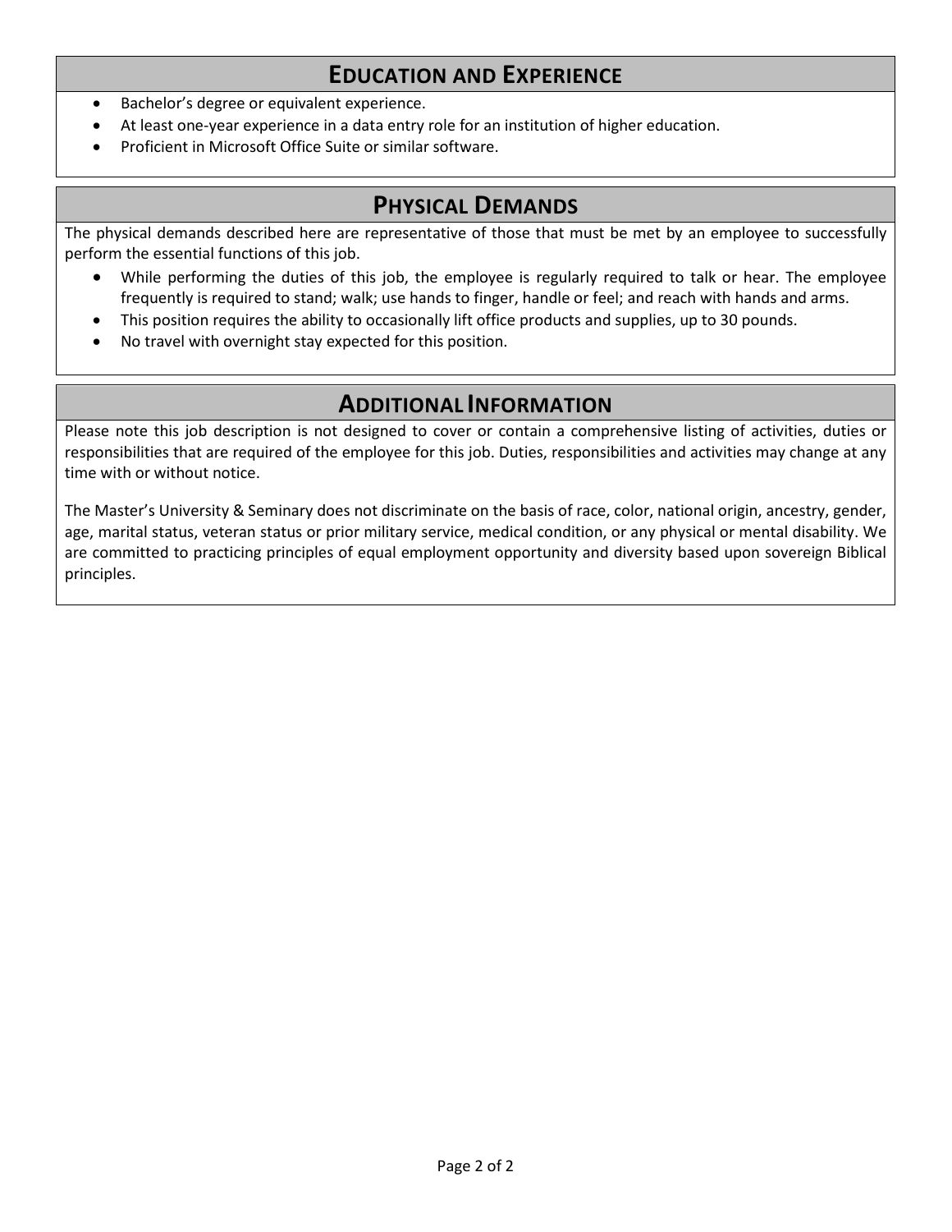## Education and Experience

- Bachelor's degree or equivalent experience.
- At least one-year experience in a data entry role for an institution of higher education.
- Proficient in Microsoft Office Suite or similar software.

## Physical Demands

The physical demands described here are representative of those that must be met by an employee to successfully perform the essential functions of this job.

- While performing the duties of this job, the employee is regularly required to talk or hear. The employee frequently is required to stand; walk; use hands to finger, handle or feel; and reach with hands and arms.
- This position requires the ability to occasionally lift office products and supplies, up to 30 pounds.
- No travel with overnight stay expected for this position.

## Additional Information

Please note this job description is not designed to cover or contain a comprehensive listing of activities, duties or responsibilities that are required of the employee for this job. Duties, responsibilities and activities may change at any time with or without notice.

The Master's University & Seminary does not discriminate on the basis of race, color, national origin, ancestry, gender, age, marital status, veteran status or prior military service, medical condition, or any physical or mental disability. We are committed to practicing principles of equal employment opportunity and diversity based upon sovereign Biblical principles.